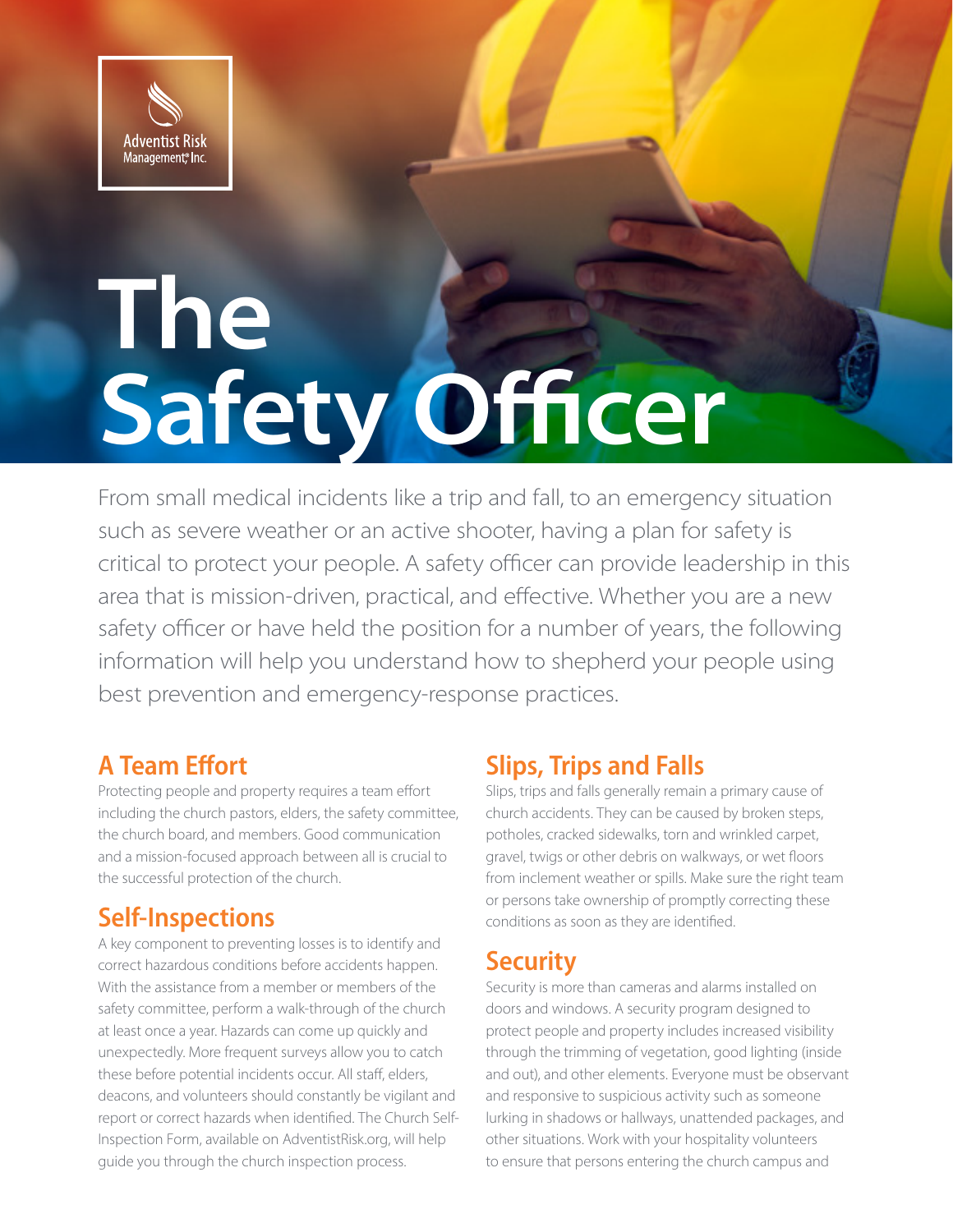Adventist Risk Management® Inc.

# The Safety Officer

From small medical incidents like a trip and fall, to an emergency situation such as severe weather or an active shooter, having a plan for safety is critical to protect your people. A safety officer can provide leadership in this area that is mission-driven, practical, and effective. Whether you are a new safety officer or have held the position for a number of years, the following information will help you understand how to shepherd your people using best prevention and emergency-response practices.

## A Team Effort

Protecting people and property requires a team effort including the church pastors, elders, the safety committee, the church board, and members. Good communication and a mission-focused approach between all is crucial to the successful protection of the church.

## Self-Inspections

A key component to preventing losses is to identify and correct hazardous conditions before accidents happen. With the assistance from a member or members of the safety committee, perform a walk-through of the church at least once a year. Hazards can come up quickly and unexpectedly. More frequent surveys allow you to catch these before potential incidents occur. All staff, elders, deacons, and volunteers should constantly be vigilant and report or correct hazards when identified. The Church Self-Inspection Form, available on AdventistRisk.org, will help guide you through the church inspection process.

## Slips, Trips and Falls

Slips, trips and falls generally remain a primary cause of church accidents. They can be caused by broken steps, potholes, cracked sidewalks, torn and wrinkled carpet, gravel, twigs or other debris on walkways, or wet floors from inclement weather or spills. Make sure the right team or persons take ownership of promptly correcting these conditions as soon as they are identified.

## Security

Security is more than cameras and alarms installed on doors and windows. A security program designed to protect people and property includes increased visibility through the trimming of vegetation, good lighting (inside and out), and other elements. Everyone must be observant and responsive to suspicious activity such as someone lurking in shadows or hallways, unattended packages, and other situations. Work with your hospitality volunteers to ensure that persons entering the church campus and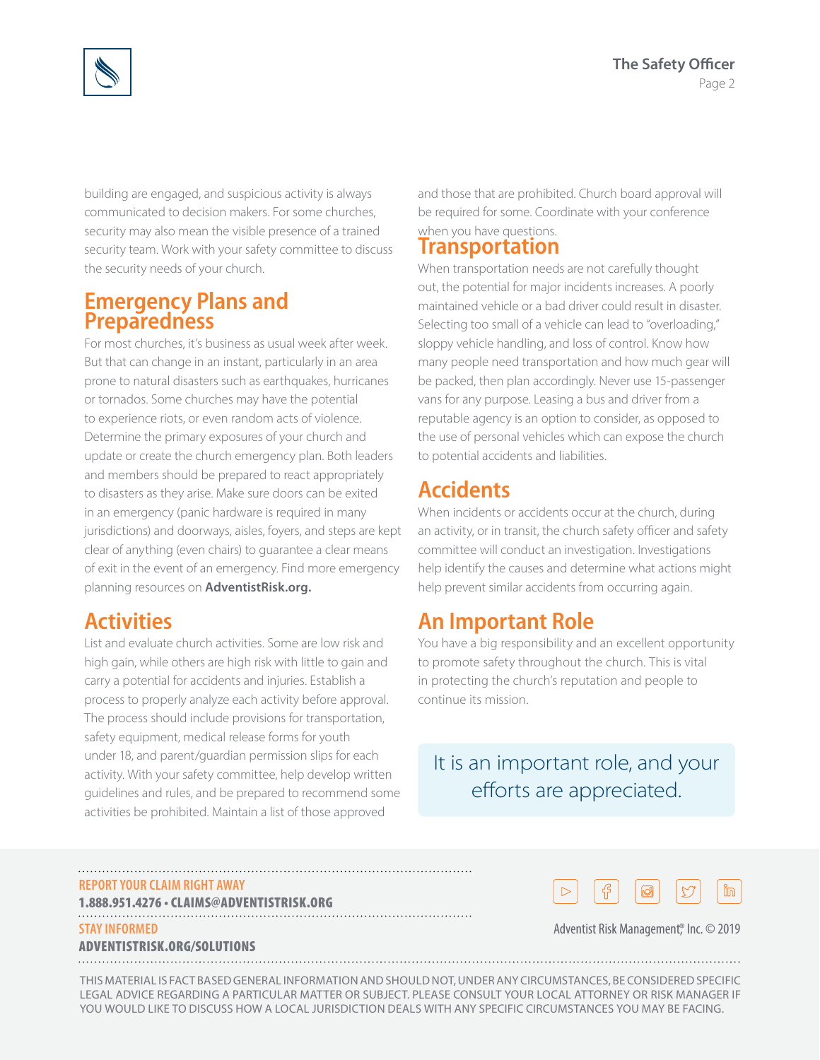building are engaged, and suspicious activity is always communicated to decision makers. For some churches, security may also mean the visible presence of a trained security team. Work with your safety committee to discuss the security needs of your church.

## Emergency Plans and Preparedness

For most churches, it's business as usual week after week. But that can change in an instant, particularly in an area prone to natural disasters such as earthquakes, hurricanes or tornados. Some churches may have the potential to experience riots, or even random acts of violence. Determine the primary exposures of your church and update or create the church emergency plan. Both leaders and members should be prepared to react appropriately to disasters as they arise. Make sure doors can be exited in an emergency (panic hardware is required in many jurisdictions) and doorways, aisles, foyers, and steps are kept clear of anything (even chairs) to guarantee a clear means of exit in the event of an emergency. Find more emergency planning resources on **AdventistRisk.org.**

## Activities

List and evaluate church activities. Some are low risk and high gain, while others are high risk with little to gain and carry a potential for accidents and injuries. Establish a process to properly analyze each activity before approval. The process should include provisions for transportation, safety equipment, medical release forms for youth under 18, and parent/guardian permission slips for each activity. With your safety committee, help develop written guidelines and rules, and be prepared to recommend some activities be prohibited. Maintain a list of those approved and those that are prohibited. Church board approval will be required for some. Coordinate with your conference when you have questions.

## Transportation

When transportation needs are not carefully thought out, the potential for major incidents increases. A poorly maintained vehicle or a bad driver could result in disaster. Selecting too small of a vehicle can lead to "overloading," sloppy vehicle handling, and loss of control. Know how many people need transportation and how much gear will be packed, then plan accordingly. Never use 15-passenger vans for any purpose. Leasing a bus and driver from a reputable agency is an option to consider, as opposed to the use of personal vehicles which can expose the church to potential accidents and liabilities.

## Accidents

When incidents or accidents occur at the church, during an activity, or in transit, the church safety officer and safety committee will conduct an investigation. Investigations help identify the causes and determine what actions might help prevent similar accidents from occurring again.

## An Important Role

You have a big responsibility and an excellent opportunity to promote safety throughout the church. This is vital in protecting the church's reputation and people to continue its mission.

> It is an important role, and your efforts are appreciated.

**REPORT YOUR CLAIM RIGHT AWAY**
**1.888.951.4276 • CLAIMS@ADVENTISTRISK.ORG**

**STAY INFORMED**
**ADVENTISTRISK.ORG/SOLUTIONS**

Adventist Risk Management® Inc. © 2019

THIS MATERIAL IS FACT BASED GENERAL INFORMATION AND SHOULD NOT, UNDER ANY CIRCUMSTANCES, BE CONSIDERED SPECIFIC LEGAL ADVICE REGARDING A PARTICULAR MATTER OR SUBJECT. PLEASE CONSULT YOUR LOCAL ATTORNEY OR RISK MANAGER IF YOU WOULD LIKE TO DISCUSS HOW A LOCAL JURISDICTION DEALS WITH ANY SPECIFIC CIRCUMSTANCES YOU MAY BE FACING.